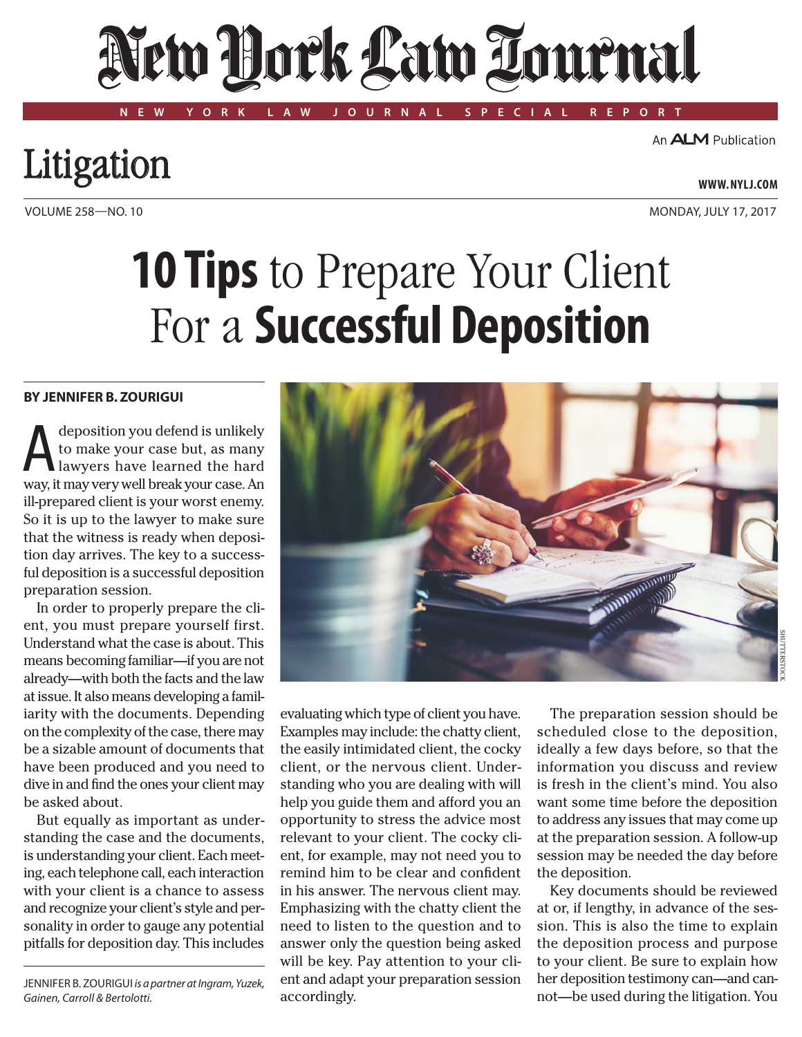# New York Law Journal

NEW YORK LAW JOURNAL SPECIAL REPORT

An ALM Publication

## Litigation

WWW.NYLJ.COM

VOLUME 258—NO. 10 MONDAY, JULY 17, 2017

# 10 Tips to Prepare Your Client For a Successful Deposition

**BY JENNIFER B. ZOURIGUI**

A deposition you defend is unlikely to make your case but, as many lawyers have learned the hard way, it may very well break your case. An ill-prepared client is your worst enemy. So it is up to the lawyer to make sure that the witness is ready when deposition day arrives. The key to a successful deposition is a successful deposition preparation session.

In order to properly prepare the client, you must prepare yourself first. Understand what the case is about. This means becoming familiar—if you are not already—with both the facts and the law at issue. It also means developing a familiarity with the documents. Depending on the complexity of the case, there may be a sizable amount of documents that have been produced and you need to dive in and find the ones your client may be asked about.

But equally as important as understanding the case and the documents, is understanding your client. Each meeting, each telephone call, each interaction with your client is a chance to assess and recognize your client's style and personality in order to gauge any potential pitfalls for deposition day. This includes evaluating which type of client you have. Examples may include: the chatty client, the easily intimidated client, the cocky client, or the nervous client. Understanding who you are dealing with will help you guide them and afford you an opportunity to stress the advice most relevant to your client. The cocky client, for example, may not need you to remind him to be clear and confident in his answer. The nervous client may. Emphasizing with the chatty client the need to listen to the question and to answer only the question being asked will be key. Pay attention to your client and adapt your preparation session accordingly.

The preparation session should be scheduled close to the deposition, ideally a few days before, so that the information you discuss and review is fresh in the client's mind. You also want some time before the deposition to address any issues that may come up at the preparation session. A follow-up session may be needed the day before the deposition.

Key documents should be reviewed at or, if lengthy, in advance of the session. This is also the time to explain the deposition process and purpose to your client. Be sure to explain how her deposition testimony can—and cannot—be used during the litigation. You

JENNIFER B. ZOURIGUI *is a partner at Ingram, Yuzek, Gainen, Carroll & Bertolotti.*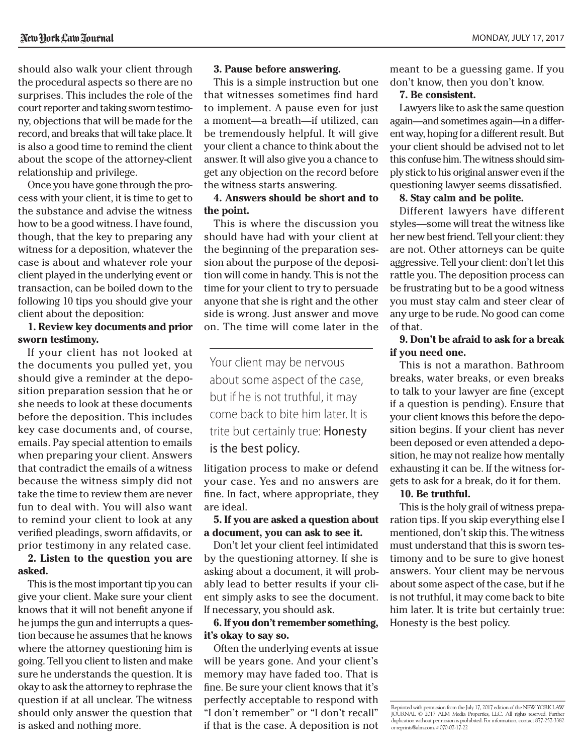should also walk your client through the procedural aspects so there are no surprises. This includes the role of the court reporter and taking sworn testimony, objections that will be made for the record, and breaks that will take place. It is also a good time to remind the client about the scope of the attorney-client relationship and privilege.

Once you have gone through the process with your client, it is time to get to the substance and advise the witness how to be a good witness. I have found, though, that the key to preparing any witness for a deposition, whatever the case is about and whatever role your client played in the underlying event or transaction, can be boiled down to the following 10 tips you should give your client about the deposition:

**1. Review key documents and prior sworn testimony.**

If your client has not looked at the documents you pulled yet, you should give a reminder at the deposition preparation session that he or she needs to look at these documents before the deposition. This includes key case documents and, of course, emails. Pay special attention to emails when preparing your client. Answers that contradict the emails of a witness because the witness simply did not take the time to review them are never fun to deal with. You will also want to remind your client to look at any verified pleadings, sworn affidavits, or prior testimony in any related case.

**2. Listen to the question you are asked.**

This is the most important tip you can give your client. Make sure your client knows that it will not benefit anyone if he jumps the gun and interrupts a question because he assumes that he knows where the attorney questioning him is going. Tell you client to listen and make sure he understands the question. It is okay to ask the attorney to rephrase the question if at all unclear. The witness should only answer the question that is asked and nothing more.

**3. Pause before answering.**

This is a simple instruction but one that witnesses sometimes find hard to implement. A pause even for just a moment—a breath—if utilized, can be tremendously helpful. It will give your client a chance to think about the answer. It will also give you a chance to get any objection on the record before the witness starts answering.

**4. Answers should be short and to the point.**

This is where the discussion you should have had with your client at the beginning of the preparation session about the purpose of the deposition will come in handy. This is not the time for your client to try to persuade anyone that she is right and the other side is wrong. Just answer and move on. The time will come later in the litigation process to make or defend your case. Yes and no answers are fine. In fact, where appropriate, they are ideal.

> Your client may be nervous about some aspect of the case, but if he is not truthful, it may come back to bite him later. It is trite but certainly true: Honesty is the best policy.

**5. If you are asked a question about a document, you can ask to see it.**

Don't let your client feel intimidated by the questioning attorney. If she is asking about a document, it will probably lead to better results if your client simply asks to see the document. If necessary, you should ask.

**6. If you don't remember something, it's okay to say so.**

Often the underlying events at issue will be years gone. And your client's memory may have faded too. That is fine. Be sure your client knows that it's perfectly acceptable to respond with "I don't remember" or "I don't recall" if that is the case. A deposition is not meant to be a guessing game. If you don't know, then you don't know.

**7. Be consistent.**

Lawyers like to ask the same question again—and sometimes again—in a different way, hoping for a different result. But your client should be advised not to let this confuse him. The witness should simply stick to his original answer even if the questioning lawyer seems dissatisfied.

**8. Stay calm and be polite.**

Different lawyers have different styles—some will treat the witness like her new best friend. Tell your client: they are not. Other attorneys can be quite aggressive. Tell your client: don't let this rattle you. The deposition process can be frustrating but to be a good witness you must stay calm and steer clear of any urge to be rude. No good can come of that.

**9. Don't be afraid to ask for a break if you need one.**

This is not a marathon. Bathroom breaks, water breaks, or even breaks to talk to your lawyer are fine (except if a question is pending). Ensure that your client knows this before the deposition begins. If your client has never been deposed or even attended a deposition, he may not realize how mentally exhausting it can be. If the witness forgets to ask for a break, do it for them.

**10. Be truthful.**

This is the holy grail of witness preparation tips. If you skip everything else I mentioned, don't skip this. The witness must understand that this is sworn testimony and to be sure to give honest answers. Your client may be nervous about some aspect of the case, but if he is not truthful, it may come back to bite him later. It is trite but certainly true: Honesty is the best policy.

Reprinted with permission from the July 17, 2017 edition of the NEW YORK LAW JOURNAL © 2017 ALM Media Properties, LLC. All rights reserved. Further duplication without permission is prohibited. For information, contact 877-257-3382 or reprints@alm.com. # 070-07-17-22